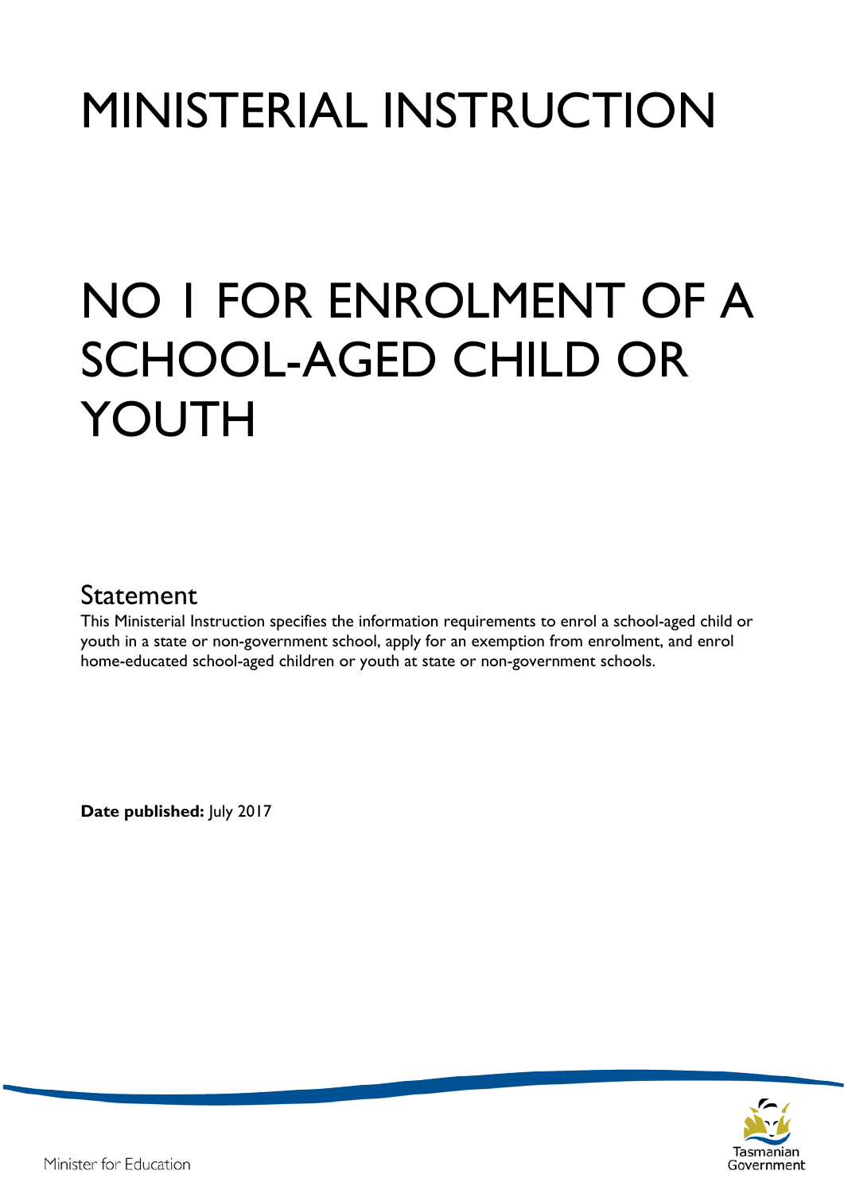# MINISTERIAL INSTRUCTION

# NO 1 FOR ENROLMENT OF A SCHOOL-AGED CHILD OR YOUTH

## Statement

This Ministerial Instruction specifies the information requirements to enrol a school-aged child or youth in a state or non-government school, apply for an exemption from enrolment, and enrol home-educated school-aged children or youth at state or non-government schools.

**Date published:** July 2017

Minister for Education

Tasmanian Government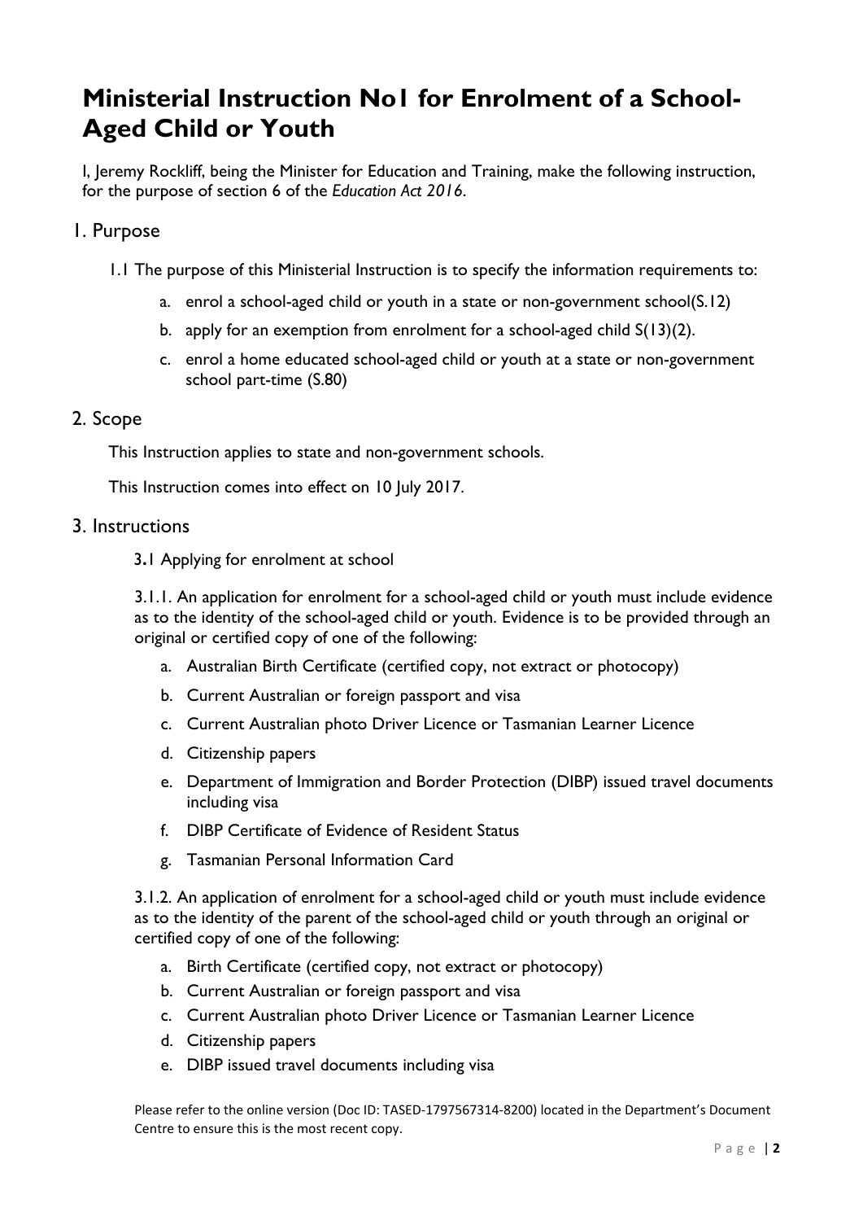# Ministerial Instruction No1 for Enrolment of a School-Aged Child or Youth

I, Jeremy Rockliff, being the Minister for Education and Training, make the following instruction, for the purpose of section 6 of the *Education Act 2016*.

## 1. Purpose

1.1 The purpose of this Ministerial Instruction is to specify the information requirements to:

a. enrol a school-aged child or youth in a state or non-government school(S.12)

b. apply for an exemption from enrolment for a school-aged child S(13)(2).

c. enrol a home educated school-aged child or youth at a state or non-government school part-time (S.80)

## 2. Scope

This Instruction applies to state and non-government schools.

This Instruction comes into effect on 10 July 2017.

## 3. Instructions

3.1 Applying for enrolment at school

3.1.1. An application for enrolment for a school-aged child or youth must include evidence as to the identity of the school-aged child or youth. Evidence is to be provided through an original or certified copy of one of the following:

a. Australian Birth Certificate (certified copy, not extract or photocopy)

b. Current Australian or foreign passport and visa

c. Current Australian photo Driver Licence or Tasmanian Learner Licence

d. Citizenship papers

e. Department of Immigration and Border Protection (DIBP) issued travel documents including visa

f. DIBP Certificate of Evidence of Resident Status

g. Tasmanian Personal Information Card

3.1.2. An application of enrolment for a school-aged child or youth must include evidence as to the identity of the parent of the school-aged child or youth through an original or certified copy of one of the following:

a. Birth Certificate (certified copy, not extract or photocopy)

b. Current Australian or foreign passport and visa

c. Current Australian photo Driver Licence or Tasmanian Learner Licence

d. Citizenship papers

e. DIBP issued travel documents including visa

Please refer to the online version (Doc ID: TASED-1797567314-8200) located in the Department's Document Centre to ensure this is the most recent copy.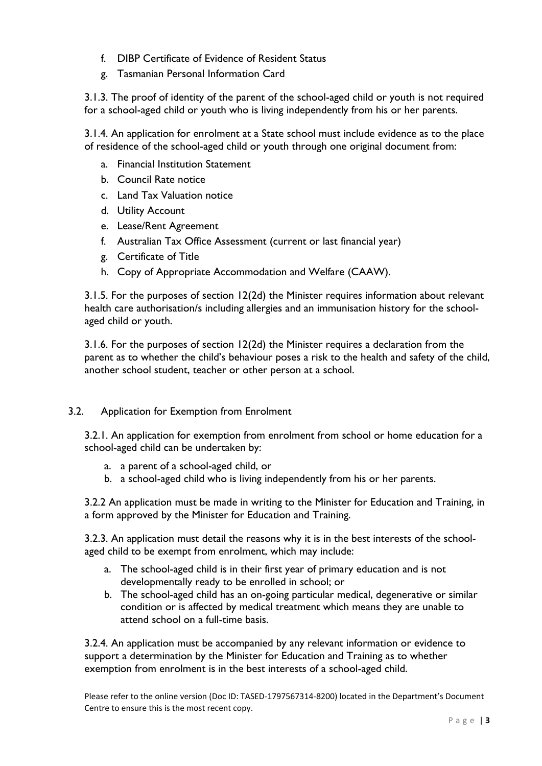f. DIBP Certificate of Evidence of Resident Status
g. Tasmanian Personal Information Card

3.1.3. The proof of identity of the parent of the school-aged child or youth is not required for a school-aged child or youth who is living independently from his or her parents.

3.1.4. An application for enrolment at a State school must include evidence as to the place of residence of the school-aged child or youth through one original document from:

a. Financial Institution Statement
b. Council Rate notice
c. Land Tax Valuation notice
d. Utility Account
e. Lease/Rent Agreement
f. Australian Tax Office Assessment (current or last financial year)
g. Certificate of Title
h. Copy of Appropriate Accommodation and Welfare (CAAW).

3.1.5. For the purposes of section 12(2d) the Minister requires information about relevant health care authorisation/s including allergies and an immunisation history for the school-aged child or youth.

3.1.6. For the purposes of section 12(2d) the Minister requires a declaration from the parent as to whether the child's behaviour poses a risk to the health and safety of the child, another school student, teacher or other person at a school.

## 3.2. Application for Exemption from Enrolment

3.2.1. An application for exemption from enrolment from school or home education for a school-aged child can be undertaken by:

a. a parent of a school-aged child, or
b. a school-aged child who is living independently from his or her parents.

3.2.2 An application must be made in writing to the Minister for Education and Training, in a form approved by the Minister for Education and Training.

3.2.3. An application must detail the reasons why it is in the best interests of the school-aged child to be exempt from enrolment, which may include:

a. The school-aged child is in their first year of primary education and is not developmentally ready to be enrolled in school; or
b. The school-aged child has an on-going particular medical, degenerative or similar condition or is affected by medical treatment which means they are unable to attend school on a full-time basis.

3.2.4. An application must be accompanied by any relevant information or evidence to support a determination by the Minister for Education and Training as to whether exemption from enrolment is in the best interests of a school-aged child.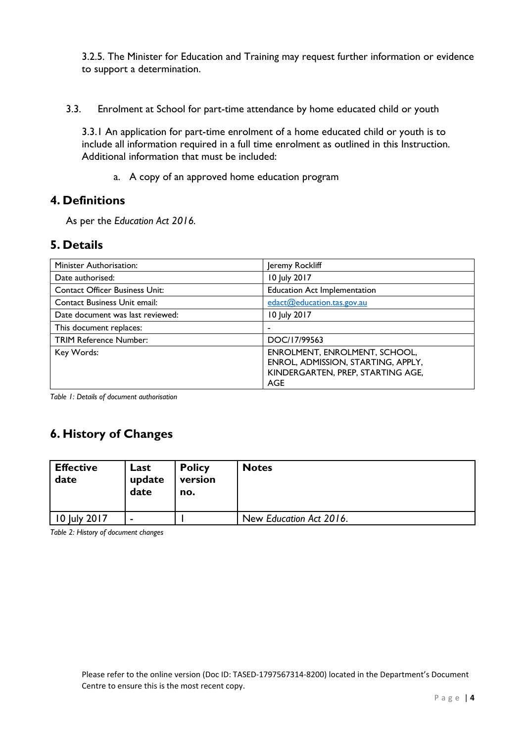3.2.5. The Minister for Education and Training may request further information or evidence to support a determination.

3.3. Enrolment at School for part-time attendance by home educated child or youth

3.3.1 An application for part-time enrolment of a home educated child or youth is to include all information required in a full time enrolment as outlined in this Instruction. Additional information that must be included:

a. A copy of an approved home education program

## 4. Definitions

As per the *Education Act 2016.*

## 5. Details

| | |
|---|---|
| Minister Authorisation: | Jeremy Rockliff |
| Date authorised: | 10 July 2017 |
| Contact Officer Business Unit: | Education Act Implementation |
| Contact Business Unit email: | edact@education.tas.gov.au |
| Date document was last reviewed: | 10 July 2017 |
| This document replaces: | - |
| TRIM Reference Number: | DOC/17/99563 |
| Key Words: | ENROLMENT, ENROLMENT, SCHOOL, ENROL, ADMISSION, STARTING, APPLY, KINDERGARTEN, PREP, STARTING AGE, AGE |

*Table 1: Details of document authorisation*

## 6. History of Changes

| Effective date | Last update date | Policy version no. | Notes |
|---|---|---|---|
| 10 July 2017 | - | 1 | New *Education Act 2016*. |

*Table 2: History of document changes*

Please refer to the online version (Doc ID: TASED-1797567314-8200) located in the Department's Document Centre to ensure this is the most recent copy.